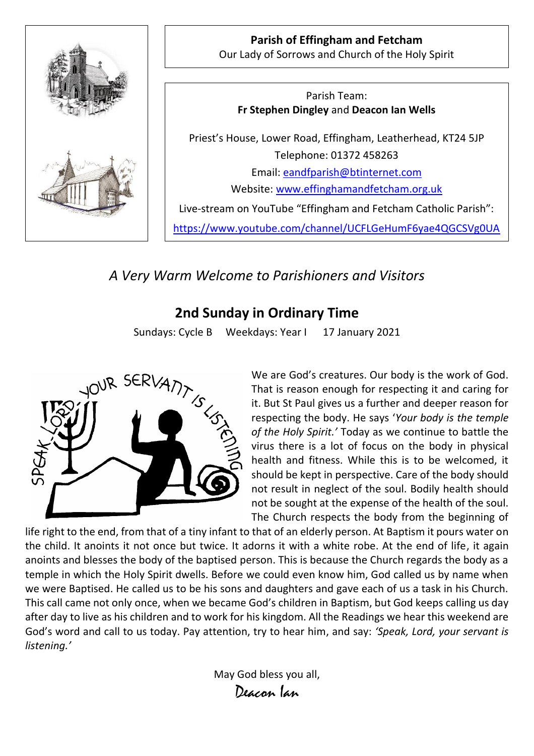**Parish of Effingham and Fetcham**
Our Lady of Sorrows and Church of the Holy Spirit

Parish Team:
**Fr Stephen Dingley** and **Deacon Ian Wells**

Priest's House, Lower Road, Effingham, Leatherhead, KT24 5JP
Telephone: 01372 458263
Email: eandfparish@btinternet.com
Website: www.effinghamandfetcham.org.uk
Live-stream on YouTube "Effingham and Fetcham Catholic Parish":
https://www.youtube.com/channel/UCFLGeHumF6yae4QGCSVg0UA

*A Very Warm Welcome to Parishioners and Visitors*

## 2nd Sunday in Ordinary Time

Sundays: Cycle B Weekdays: Year I 17 January 2021

SPEAK, LORD, YOUR SERVANT IS LISTENING

We are God's creatures. Our body is the work of God. That is reason enough for respecting it and caring for it. But St Paul gives us a further and deeper reason for respecting the body. He says '*Your body is the temple of the Holy Spirit.'* Today as we continue to battle the virus there is a lot of focus on the body in physical health and fitness. While this is to be welcomed, it should be kept in perspective. Care of the body should not result in neglect of the soul. Bodily health should not be sought at the expense of the health of the soul. The Church respects the body from the beginning of life right to the end, from that of a tiny infant to that of an elderly person. At Baptism it pours water on the child. It anoints it not once but twice. It adorns it with a white robe. At the end of life, it again anoints and blesses the body of the baptised person. This is because the Church regards the body as a temple in which the Holy Spirit dwells. Before we could even know him, God called us by name when we were Baptised. He called us to be his sons and daughters and gave each of us a task in his Church. This call came not only once, when we became God's children in Baptism, but God keeps calling us day after day to live as his children and to work for his kingdom. All the Readings we hear this weekend are God's word and call to us today. Pay attention, try to hear him, and say: *'Speak, Lord, your servant is listening.'*

May God bless you all,
Deacon Ian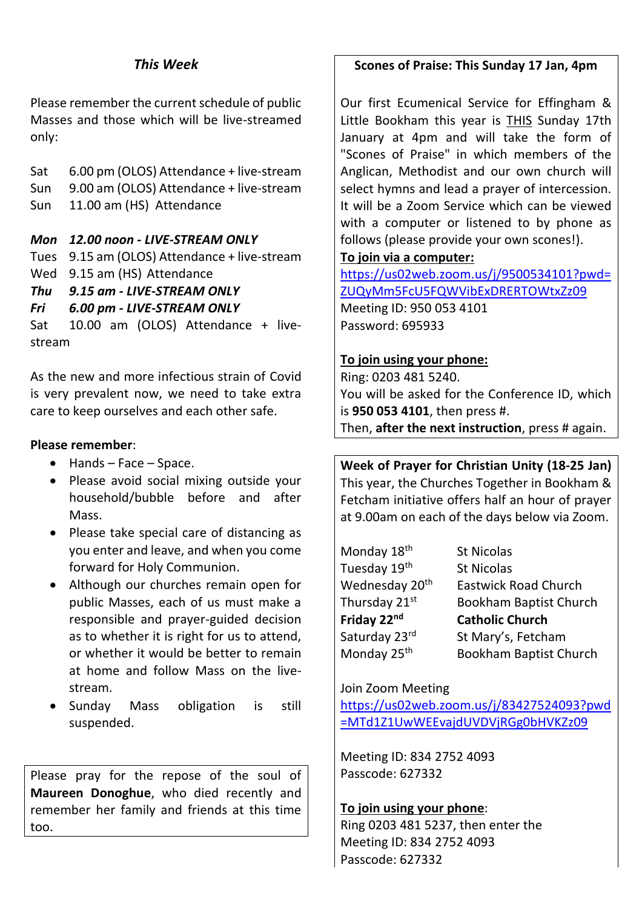## *This Week*

Please remember the current schedule of public Masses and those which will be live-streamed only:

| | |
|---|---|
| Sat | 6.00 pm (OLOS) Attendance + live-stream |
| Sun | 9.00 am (OLOS) Attendance + live-stream |
| Sun | 11.00 am (HS) Attendance |
| ***Mon*** | ***12.00 noon - LIVE-STREAM ONLY*** |
| Tues | 9.15 am (OLOS) Attendance + live-stream |
| Wed | 9.15 am (HS) Attendance |
| ***Thu*** | ***9.15 am - LIVE-STREAM ONLY*** |
| ***Fri*** | ***6.00 pm - LIVE-STREAM ONLY*** |
| Sat | 10.00 am (OLOS) Attendance + live-stream |

As the new and more infectious strain of Covid is very prevalent now, we need to take extra care to keep ourselves and each other safe.

**Please remember**:

- Hands – Face – Space.
- Please avoid social mixing outside your household/bubble before and after Mass.
- Please take special care of distancing as you enter and leave, and when you come forward for Holy Communion.
- Although our churches remain open for public Masses, each of us must make a responsible and prayer-guided decision as to whether it is right for us to attend, or whether it would be better to remain at home and follow Mass on the live-stream.
- Sunday Mass obligation is still suspended.

Please pray for the repose of the soul of **Maureen Donoghue**, who died recently and remember her family and friends at this time too.

### Scones of Praise: This Sunday 17 Jan, 4pm

Our first Ecumenical Service for Effingham & Little Bookham this year is THIS Sunday 17th January at 4pm and will take the form of "Scones of Praise" in which members of the Anglican, Methodist and our own church will select hymns and lead a prayer of intercession. It will be a Zoom Service which can be viewed with a computer or listened to by phone as follows (please provide your own scones!).

**To join via a computer:**
https://us02web.zoom.us/j/9500534101?pwd=ZUQyMm5FcU5FQWVibExDRERTOWtxZz09
Meeting ID: 950 053 4101
Password: 695933

**To join using your phone:**
Ring: 0203 481 5240.
You will be asked for the Conference ID, which is **950 053 4101**, then press #.
Then, **after the next instruction**, press # again.

### Week of Prayer for Christian Unity (18-25 Jan)

This year, the Churches Together in Bookham & Fetcham initiative offers half an hour of prayer at 9.00am on each of the days below via Zoom.

| | |
|---|---|
| Monday 18th | St Nicolas |
| Tuesday 19th | St Nicolas |
| Wednesday 20th | Eastwick Road Church |
| Thursday 21st | Bookham Baptist Church |
| **Friday 22nd** | **Catholic Church** |
| Saturday 23rd | St Mary's, Fetcham |
| Monday 25th | Bookham Baptist Church |

Join Zoom Meeting
https://us02web.zoom.us/j/83427524093?pwd=MTd1Z1UwWEEvajdUVDVjRGg0bHVKZz09

Meeting ID: 834 2752 4093
Passcode: 627332

**To join using your phone**:
Ring 0203 481 5237, then enter the
Meeting ID: 834 2752 4093
Passcode: 627332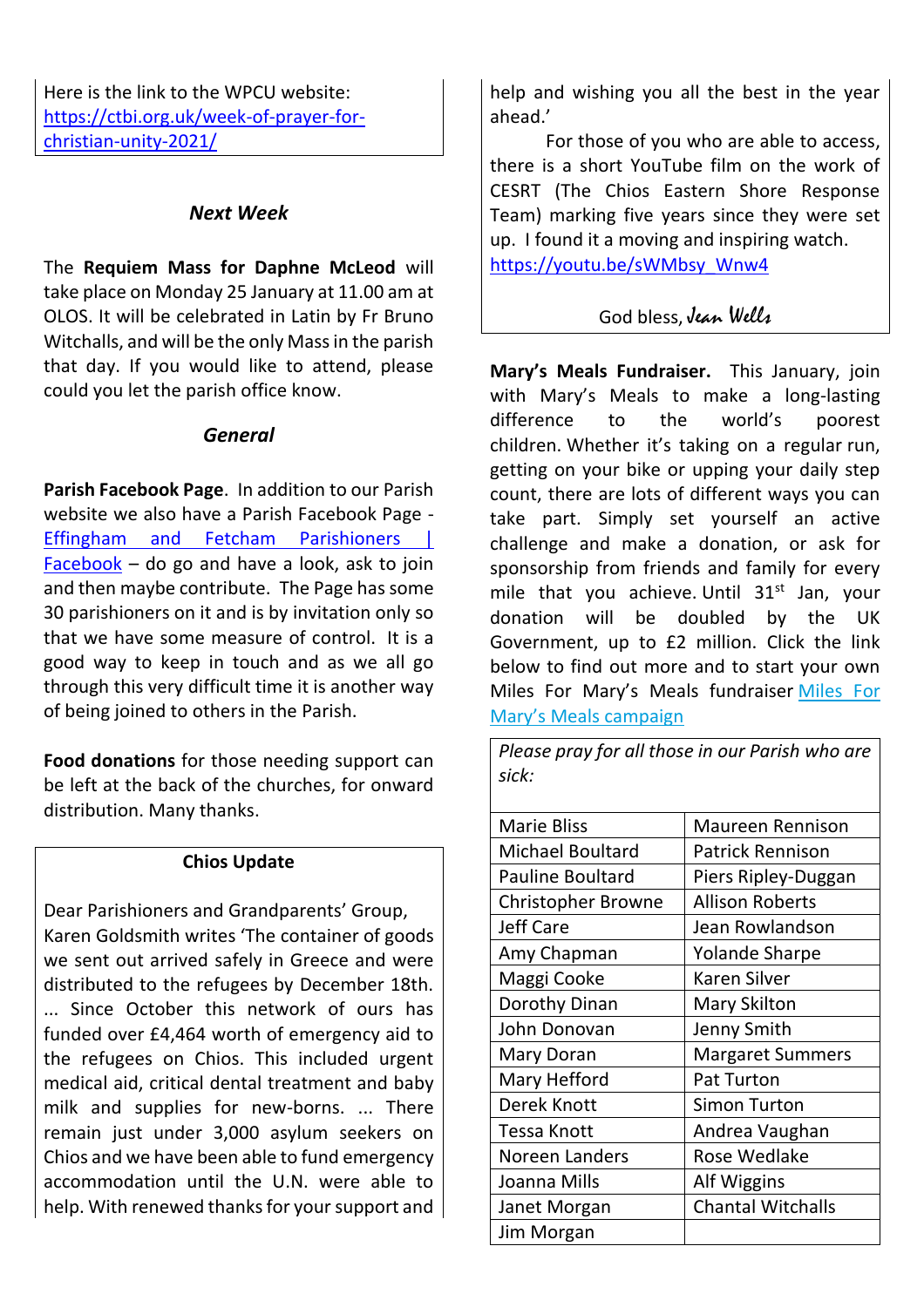Here is the link to the WPCU website: [https://ctbi.org.uk/week-of-prayer-for-christian-unity-2021/](https://ctbi.org.uk/week-of-prayer-for-christian-unity-2021/)

### *Next Week*

The **Requiem Mass for Daphne McLeod** will take place on Monday 25 January at 11.00 am at OLOS. It will be celebrated in Latin by Fr Bruno Witchalls, and will be the only Mass in the parish that day. If you would like to attend, please could you let the parish office know.

### *General*

**Parish Facebook Page**. In addition to our Parish website we also have a Parish Facebook Page - Effingham and Fetcham Parishioners | Facebook – do go and have a look, ask to join and then maybe contribute. The Page has some 30 parishioners on it and is by invitation only so that we have some measure of control. It is a good way to keep in touch and as we all go through this very difficult time it is another way of being joined to others in the Parish.

**Food donations** for those needing support can be left at the back of the churches, for onward distribution. Many thanks.

### Chios Update

Dear Parishioners and Grandparents' Group,
Karen Goldsmith writes 'The container of goods we sent out arrived safely in Greece and were distributed to the refugees by December 18th. ... Since October this network of ours has funded over £4,464 worth of emergency aid to the refugees on Chios. This included urgent medical aid, critical dental treatment and baby milk and supplies for new-borns. ... There remain just under 3,000 asylum seekers on Chios and we have been able to fund emergency accommodation until the U.N. were able to help. With renewed thanks for your support and help and wishing you all the best in the year ahead.'

For those of you who are able to access, there is a short YouTube film on the work of CESRT (The Chios Eastern Shore Response Team) marking five years since they were set up. I found it a moving and inspiring watch.
[https://youtu.be/sWMbsy_Wnw4](https://youtu.be/sWMbsy_Wnw4)

God bless, *Jean Wells*

**Mary's Meals Fundraiser.** This January, join with Mary's Meals to make a long-lasting difference to the world's poorest children. Whether it's taking on a regular run, getting on your bike or upping your daily step count, there are lots of different ways you can take part. Simply set yourself an active challenge and make a donation, or ask for sponsorship from friends and family for every mile that you achieve. Until 31st Jan, your donation will be doubled by the UK Government, up to £2 million. Click the link below to find out more and to start your own Miles For Mary's Meals fundraiser Miles For Mary's Meals campaign

*Please pray for all those in our Parish who are sick:*

| | |
|---|---|
| Marie Bliss | Maureen Rennison |
| Michael Boultard | Patrick Rennison |
| Pauline Boultard | Piers Ripley-Duggan |
| Christopher Browne | Allison Roberts |
| Jeff Care | Jean Rowlandson |
| Amy Chapman | Yolande Sharpe |
| Maggi Cooke | Karen Silver |
| Dorothy Dinan | Mary Skilton |
| John Donovan | Jenny Smith |
| Mary Doran | Margaret Summers |
| Mary Hefford | Pat Turton |
| Derek Knott | Simon Turton |
| Tessa Knott | Andrea Vaughan |
| Noreen Landers | Rose Wedlake |
| Joanna Mills | Alf Wiggins |
| Janet Morgan | Chantal Witchalls |
| Jim Morgan | |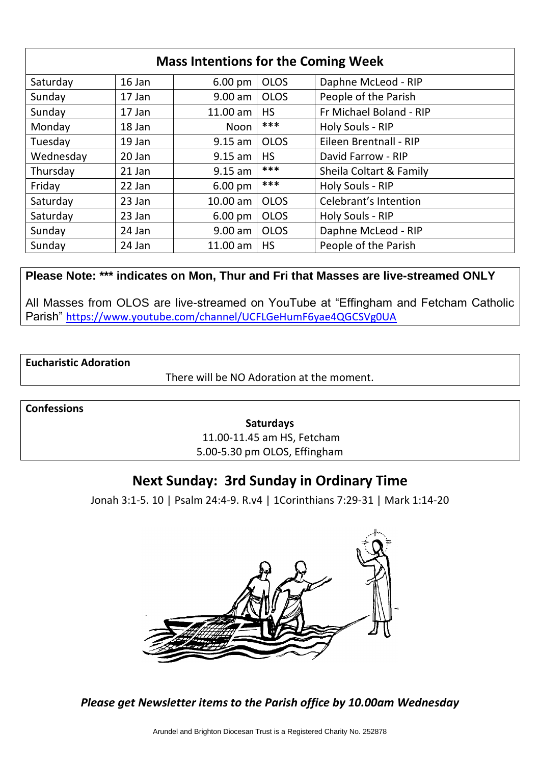## Mass Intentions for the Coming Week

| | | | | |
|---|---|---|---|---|
| Saturday | 16 Jan | 6.00 pm | OLOS | Daphne McLeod - RIP |
| Sunday | 17 Jan | 9.00 am | OLOS | People of the Parish |
| Sunday | 17 Jan | 11.00 am | HS | Fr Michael Boland - RIP |
| Monday | 18 Jan | Noon | *** | Holy Souls - RIP |
| Tuesday | 19 Jan | 9.15 am | OLOS | Eileen Brentnall - RIP |
| Wednesday | 20 Jan | 9.15 am | HS | David Farrow - RIP |
| Thursday | 21 Jan | 9.15 am | *** | Sheila Coltart & Family |
| Friday | 22 Jan | 6.00 pm | *** | Holy Souls - RIP |
| Saturday | 23 Jan | 10.00 am | OLOS | Celebrant's Intention |
| Saturday | 23 Jan | 6.00 pm | OLOS | Holy Souls - RIP |
| Sunday | 24 Jan | 9.00 am | OLOS | Daphne McLeod - RIP |
| Sunday | 24 Jan | 11.00 am | HS | People of the Parish |

**Please Note: *** indicates on Mon, Thur and Fri that Masses are live-streamed ONLY**

All Masses from OLOS are live-streamed on YouTube at "Effingham and Fetcham Catholic Parish" https://www.youtube.com/channel/UCFLGeHumF6yae4QGCSVg0UA

**Eucharistic Adoration**

There will be NO Adoration at the moment.

**Confessions**

**Saturdays**

11.00-11.45 am HS, Fetcham

5.00-5.30 pm OLOS, Effingham

## Next Sunday: 3rd Sunday in Ordinary Time

Jonah 3:1-5. 10 | Psalm 24:4-9. R.v4 | 1Corinthians 7:29-31 | Mark 1:14-20

***Please get Newsletter items to the Parish office by 10.00am Wednesday***

Arundel and Brighton Diocesan Trust is a Registered Charity No. 252878